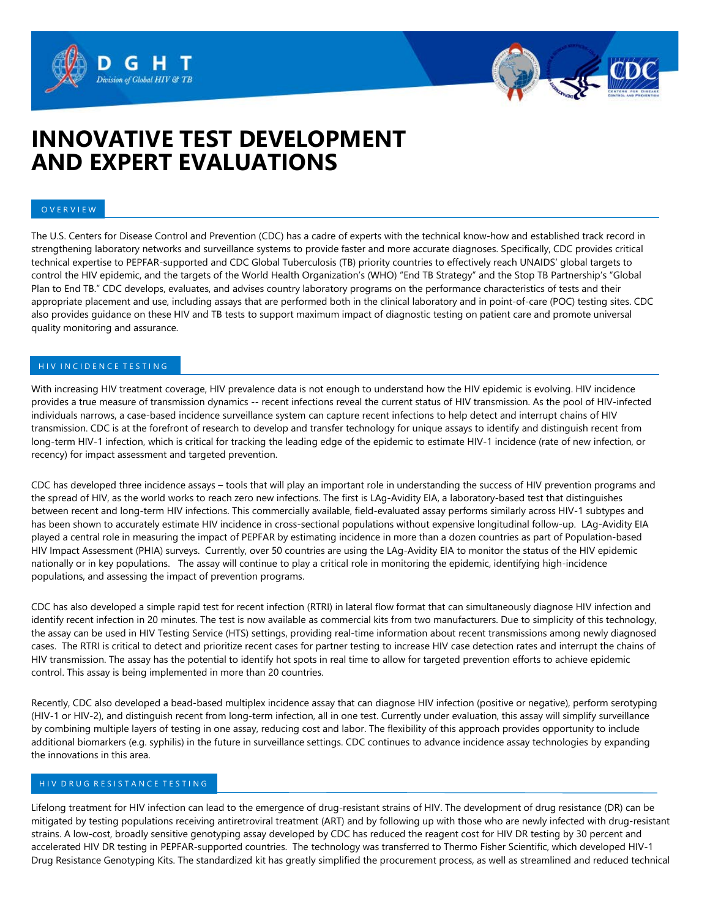# INNOVATIVE TEST DEVELOPMENT AND EXPERT EVALUATIONS

## OVERVIEW

The U.S. Centers for Disease Control and Prevention (CDC) has a cadre of experts with the technical know-how and established track record in strengthening laboratory networks and surveillance systems to provide faster and more accurate diagnoses. Specifically, CDC provides critical technical expertise to PEPFAR-supported and CDC Global Tuberculosis (TB) priority countries to effectively reach UNAIDS' global targets to control the HIV epidemic, and the targets of the World Health Organization's (WHO) "End TB Strategy" and the Stop TB Partnership's "Global Plan to End TB." CDC develops, evaluates, and advises country laboratory programs on the performance characteristics of tests and their appropriate placement and use, including assays that are performed both in the clinical laboratory and in point-of-care (POC) testing sites. CDC also provides guidance on these HIV and TB tests to support maximum impact of diagnostic testing on patient care and promote universal quality monitoring and assurance.

## HIV INCIDENCE TESTING

With increasing HIV treatment coverage, HIV prevalence data is not enough to understand how the HIV epidemic is evolving. HIV incidence provides a true measure of transmission dynamics -- recent infections reveal the current status of HIV transmission. As the pool of HIV-infected individuals narrows, a case-based incidence surveillance system can capture recent infections to help detect and interrupt chains of HIV transmission. CDC is at the forefront of research to develop and transfer technology for unique assays to identify and distinguish recent from long-term HIV-1 infection, which is critical for tracking the leading edge of the epidemic to estimate HIV-1 incidence (rate of new infection, or recency) for impact assessment and targeted prevention.

CDC has developed three incidence assays – tools that will play an important role in understanding the success of HIV prevention programs and the spread of HIV, as the world works to reach zero new infections. The first is LAg-Avidity EIA, a laboratory-based test that distinguishes between recent and long-term HIV infections. This commercially available, field-evaluated assay performs similarly across HIV-1 subtypes and has been shown to accurately estimate HIV incidence in cross-sectional populations without expensive longitudinal follow-up. LAg-Avidity EIA played a central role in measuring the impact of PEPFAR by estimating incidence in more than a dozen countries as part of Population-based HIV Impact Assessment (PHIA) surveys. Currently, over 50 countries are using the LAg-Avidity EIA to monitor the status of the HIV epidemic nationally or in key populations. The assay will continue to play a critical role in monitoring the epidemic, identifying high-incidence populations, and assessing the impact of prevention programs.

CDC has also developed a simple rapid test for recent infection (RTRI) in lateral flow format that can simultaneously diagnose HIV infection and identify recent infection in 20 minutes. The test is now available as commercial kits from two manufacturers. Due to simplicity of this technology, the assay can be used in HIV Testing Service (HTS) settings, providing real-time information about recent transmissions among newly diagnosed cases. The RTRI is critical to detect and prioritize recent cases for partner testing to increase HIV case detection rates and interrupt the chains of HIV transmission. The assay has the potential to identify hot spots in real time to allow for targeted prevention efforts to achieve epidemic control. This assay is being implemented in more than 20 countries.

Recently, CDC also developed a bead-based multiplex incidence assay that can diagnose HIV infection (positive or negative), perform serotyping (HIV-1 or HIV-2), and distinguish recent from long-term infection, all in one test. Currently under evaluation, this assay will simplify surveillance by combining multiple layers of testing in one assay, reducing cost and labor. The flexibility of this approach provides opportunity to include additional biomarkers (e.g. syphilis) in the future in surveillance settings. CDC continues to advance incidence assay technologies by expanding the innovations in this area.

## HIV DRUG RESISTANCE TESTING

Lifelong treatment for HIV infection can lead to the emergence of drug-resistant strains of HIV. The development of drug resistance (DR) can be mitigated by testing populations receiving antiretroviral treatment (ART) and by following up with those who are newly infected with drug-resistant strains. A low-cost, broadly sensitive genotyping assay developed by CDC has reduced the reagent cost for HIV DR testing by 30 percent and accelerated HIV DR testing in PEPFAR-supported countries. The technology was transferred to Thermo Fisher Scientific, which developed HIV-1 Drug Resistance Genotyping Kits. The standardized kit has greatly simplified the procurement process, as well as streamlined and reduced technical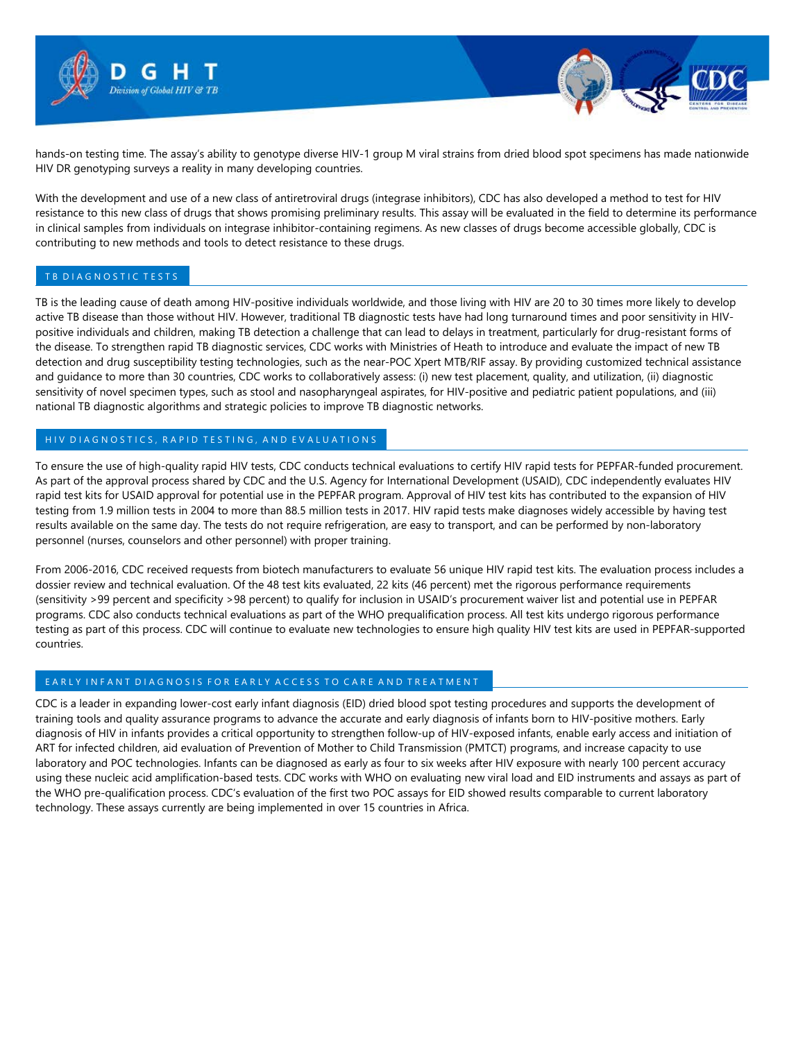hands-on testing time. The assay's ability to genotype diverse HIV-1 group M viral strains from dried blood spot specimens has made nationwide HIV DR genotyping surveys a reality in many developing countries.

With the development and use of a new class of antiretroviral drugs (integrase inhibitors), CDC has also developed a method to test for HIV resistance to this new class of drugs that shows promising preliminary results. This assay will be evaluated in the field to determine its performance in clinical samples from individuals on integrase inhibitor-containing regimens. As new classes of drugs become accessible globally, CDC is contributing to new methods and tools to detect resistance to these drugs.

## TB DIAGNOSTIC TESTS

TB is the leading cause of death among HIV-positive individuals worldwide, and those living with HIV are 20 to 30 times more likely to develop active TB disease than those without HIV. However, traditional TB diagnostic tests have had long turnaround times and poor sensitivity in HIV-positive individuals and children, making TB detection a challenge that can lead to delays in treatment, particularly for drug-resistant forms of the disease. To strengthen rapid TB diagnostic services, CDC works with Ministries of Heath to introduce and evaluate the impact of new TB detection and drug susceptibility testing technologies, such as the near-POC Xpert MTB/RIF assay. By providing customized technical assistance and guidance to more than 30 countries, CDC works to collaboratively assess: (i) new test placement, quality, and utilization, (ii) diagnostic sensitivity of novel specimen types, such as stool and nasopharyngeal aspirates, for HIV-positive and pediatric patient populations, and (iii) national TB diagnostic algorithms and strategic policies to improve TB diagnostic networks.

## HIV DIAGNOSTICS, RAPID TESTING, AND EVALUATIONS

To ensure the use of high-quality rapid HIV tests, CDC conducts technical evaluations to certify HIV rapid tests for PEPFAR-funded procurement. As part of the approval process shared by CDC and the U.S. Agency for International Development (USAID), CDC independently evaluates HIV rapid test kits for USAID approval for potential use in the PEPFAR program. Approval of HIV test kits has contributed to the expansion of HIV testing from 1.9 million tests in 2004 to more than 88.5 million tests in 2017. HIV rapid tests make diagnoses widely accessible by having test results available on the same day. The tests do not require refrigeration, are easy to transport, and can be performed by non-laboratory personnel (nurses, counselors and other personnel) with proper training.

From 2006-2016, CDC received requests from biotech manufacturers to evaluate 56 unique HIV rapid test kits. The evaluation process includes a dossier review and technical evaluation. Of the 48 test kits evaluated, 22 kits (46 percent) met the rigorous performance requirements (sensitivity >99 percent and specificity >98 percent) to qualify for inclusion in USAID's procurement waiver list and potential use in PEPFAR programs. CDC also conducts technical evaluations as part of the WHO prequalification process. All test kits undergo rigorous performance testing as part of this process. CDC will continue to evaluate new technologies to ensure high quality HIV test kits are used in PEPFAR-supported countries.

## EARLY INFANT DIAGNOSIS FOR EARLY ACCESS TO CARE AND TREATMENT

CDC is a leader in expanding lower-cost early infant diagnosis (EID) dried blood spot testing procedures and supports the development of training tools and quality assurance programs to advance the accurate and early diagnosis of infants born to HIV-positive mothers. Early diagnosis of HIV in infants provides a critical opportunity to strengthen follow-up of HIV-exposed infants, enable early access and initiation of ART for infected children, aid evaluation of Prevention of Mother to Child Transmission (PMTCT) programs, and increase capacity to use laboratory and POC technologies. Infants can be diagnosed as early as four to six weeks after HIV exposure with nearly 100 percent accuracy using these nucleic acid amplification-based tests. CDC works with WHO on evaluating new viral load and EID instruments and assays as part of the WHO pre-qualification process. CDC's evaluation of the first two POC assays for EID showed results comparable to current laboratory technology. These assays currently are being implemented in over 15 countries in Africa.